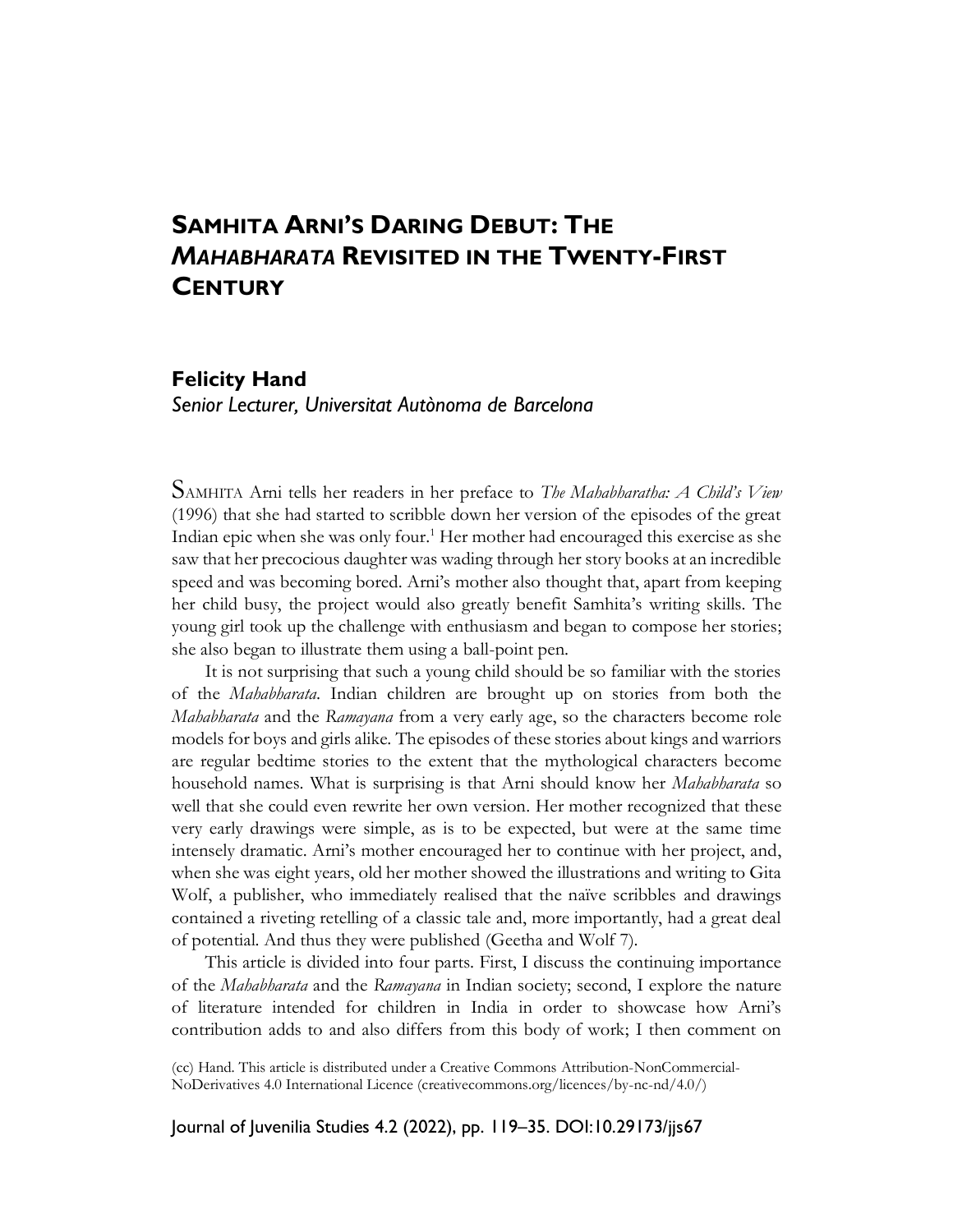# Samhita Arni's Daring Debut: The *Mahabharata* Revisited in the Twenty-First Century

**Felicity Hand**

*Senior Lecturer, Universitat Autònoma de Barcelona*

SAMHITA Arni tells her readers in her preface to *The Mahabharatha: A Child's View* (1996) that she had started to scribble down her version of the episodes of the great Indian epic when she was only four.[1] Her mother had encouraged this exercise as she saw that her precocious daughter was wading through her story books at an incredible speed and was becoming bored. Arni's mother also thought that, apart from keeping her child busy, the project would also greatly benefit Samhita's writing skills. The young girl took up the challenge with enthusiasm and began to compose her stories; she also began to illustrate them using a ball-point pen.

It is not surprising that such a young child should be so familiar with the stories of the *Mahabharata*. Indian children are brought up on stories from both the *Mahabharata* and the *Ramayana* from a very early age, so the characters become role models for boys and girls alike. The episodes of these stories about kings and warriors are regular bedtime stories to the extent that the mythological characters become household names. What is surprising is that Arni should know her *Mahabharata* so well that she could even rewrite her own version. Her mother recognized that these very early drawings were simple, as is to be expected, but were at the same time intensely dramatic. Arni's mother encouraged her to continue with her project, and, when she was eight years, old her mother showed the illustrations and writing to Gita Wolf, a publisher, who immediately realised that the naïve scribbles and drawings contained a riveting retelling of a classic tale and, more importantly, had a great deal of potential. And thus they were published (Geetha and Wolf 7).

This article is divided into four parts. First, I discuss the continuing importance of the *Mahabharata* and the *Ramayana* in Indian society; second, I explore the nature of literature intended for children in India in order to showcase how Arni's contribution adds to and also differs from this body of work; I then comment on

(cc) Hand. This article is distributed under a Creative Commons Attribution-NonCommercial-NoDerivatives 4.0 International Licence (creativecommons.org/licences/by-nc-nd/4.0/)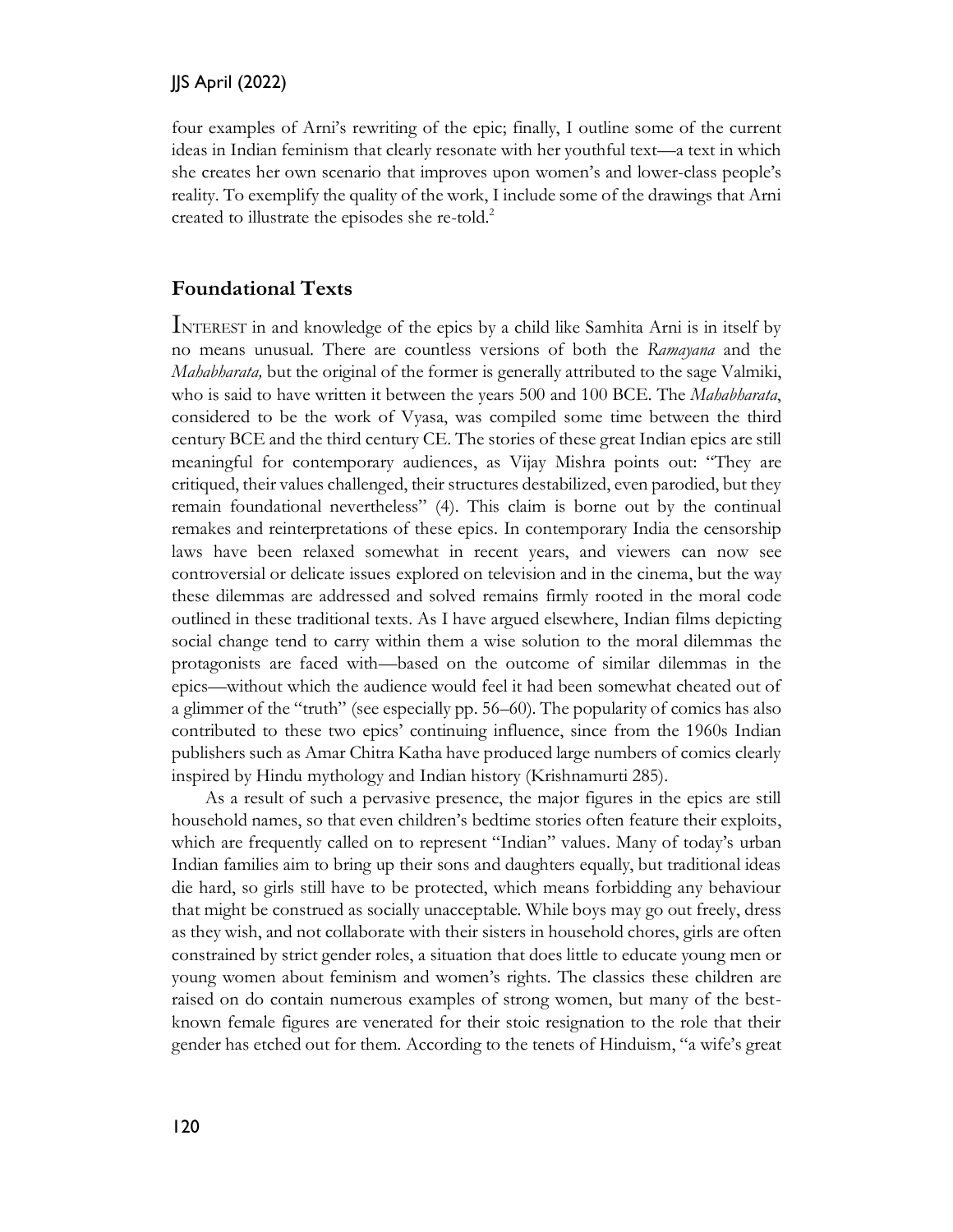four examples of Arni's rewriting of the epic; finally, I outline some of the current ideas in Indian feminism that clearly resonate with her youthful text—a text in which she creates her own scenario that improves upon women's and lower-class people's reality. To exemplify the quality of the work, I include some of the drawings that Arni created to illustrate the episodes she re-told.[2]

## Foundational Texts

INTEREST in and knowledge of the epics by a child like Samhita Arni is in itself by no means unusual. There are countless versions of both the *Ramayana* and the *Mahabharata,* but the original of the former is generally attributed to the sage Valmiki, who is said to have written it between the years 500 and 100 BCE. The *Mahabharata*, considered to be the work of Vyasa, was compiled some time between the third century BCE and the third century CE. The stories of these great Indian epics are still meaningful for contemporary audiences, as Vijay Mishra points out: "They are critiqued, their values challenged, their structures destabilized, even parodied, but they remain foundational nevertheless" (4). This claim is borne out by the continual remakes and reinterpretations of these epics. In contemporary India the censorship laws have been relaxed somewhat in recent years, and viewers can now see controversial or delicate issues explored on television and in the cinema, but the way these dilemmas are addressed and solved remains firmly rooted in the moral code outlined in these traditional texts. As I have argued elsewhere, Indian films depicting social change tend to carry within them a wise solution to the moral dilemmas the protagonists are faced with—based on the outcome of similar dilemmas in the epics—without which the audience would feel it had been somewhat cheated out of a glimmer of the "truth" (see especially pp. 56–60). The popularity of comics has also contributed to these two epics' continuing influence, since from the 1960s Indian publishers such as Amar Chitra Katha have produced large numbers of comics clearly inspired by Hindu mythology and Indian history (Krishnamurti 285).

As a result of such a pervasive presence, the major figures in the epics are still household names, so that even children's bedtime stories often feature their exploits, which are frequently called on to represent "Indian" values. Many of today's urban Indian families aim to bring up their sons and daughters equally, but traditional ideas die hard, so girls still have to be protected, which means forbidding any behaviour that might be construed as socially unacceptable. While boys may go out freely, dress as they wish, and not collaborate with their sisters in household chores, girls are often constrained by strict gender roles, a situation that does little to educate young men or young women about feminism and women's rights. The classics these children are raised on do contain numerous examples of strong women, but many of the best-known female figures are venerated for their stoic resignation to the role that their gender has etched out for them. According to the tenets of Hinduism, "a wife's great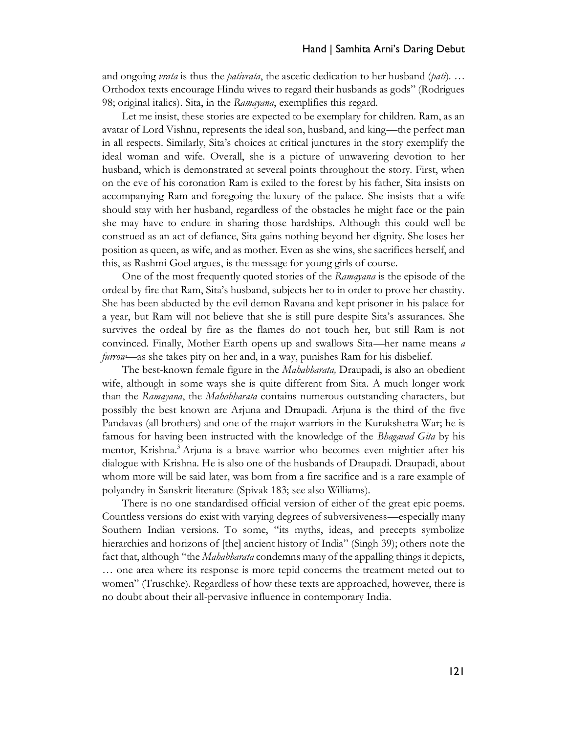and ongoing *vrata* is thus the *pativrata*, the ascetic dedication to her husband (*pati*). … Orthodox texts encourage Hindu wives to regard their husbands as gods" (Rodrigues 98; original italics). Sita, in the *Ramayana*, exemplifies this regard.

Let me insist, these stories are expected to be exemplary for children. Ram, as an avatar of Lord Vishnu, represents the ideal son, husband, and king—the perfect man in all respects. Similarly, Sita's choices at critical junctures in the story exemplify the ideal woman and wife. Overall, she is a picture of unwavering devotion to her husband, which is demonstrated at several points throughout the story. First, when on the eve of his coronation Ram is exiled to the forest by his father, Sita insists on accompanying Ram and foregoing the luxury of the palace. She insists that a wife should stay with her husband, regardless of the obstacles he might face or the pain she may have to endure in sharing those hardships. Although this could well be construed as an act of defiance, Sita gains nothing beyond her dignity. She loses her position as queen, as wife, and as mother. Even as she wins, she sacrifices herself, and this, as Rashmi Goel argues, is the message for young girls of course.

One of the most frequently quoted stories of the *Ramayana* is the episode of the ordeal by fire that Ram, Sita's husband, subjects her to in order to prove her chastity. She has been abducted by the evil demon Ravana and kept prisoner in his palace for a year, but Ram will not believe that she is still pure despite Sita's assurances. She survives the ordeal by fire as the flames do not touch her, but still Ram is not convinced. Finally, Mother Earth opens up and swallows Sita—her name means *a furrow*—as she takes pity on her and, in a way, punishes Ram for his disbelief.

The best-known female figure in the *Mahabharata,* Draupadi, is also an obedient wife, although in some ways she is quite different from Sita. A much longer work than the *Ramayana*, the *Mahabharata* contains numerous outstanding characters, but possibly the best known are Arjuna and Draupadi. Arjuna is the third of the five Pandavas (all brothers) and one of the major warriors in the Kurukshetra War; he is famous for having been instructed with the knowledge of the *Bhagavad Gita* by his mentor, Krishna.[3] Arjuna is a brave warrior who becomes even mightier after his dialogue with Krishna. He is also one of the husbands of Draupadi. Draupadi, about whom more will be said later, was born from a fire sacrifice and is a rare example of polyandry in Sanskrit literature (Spivak 183; see also Williams).

There is no one standardised official version of either of the great epic poems. Countless versions do exist with varying degrees of subversiveness—especially many Southern Indian versions. To some, "its myths, ideas, and precepts symbolize hierarchies and horizons of [the] ancient history of India" (Singh 39); others note the fact that, although "the *Mahabharata* condemns many of the appalling things it depicts, … one area where its response is more tepid concerns the treatment meted out to women" (Truschke). Regardless of how these texts are approached, however, there is no doubt about their all-pervasive influence in contemporary India.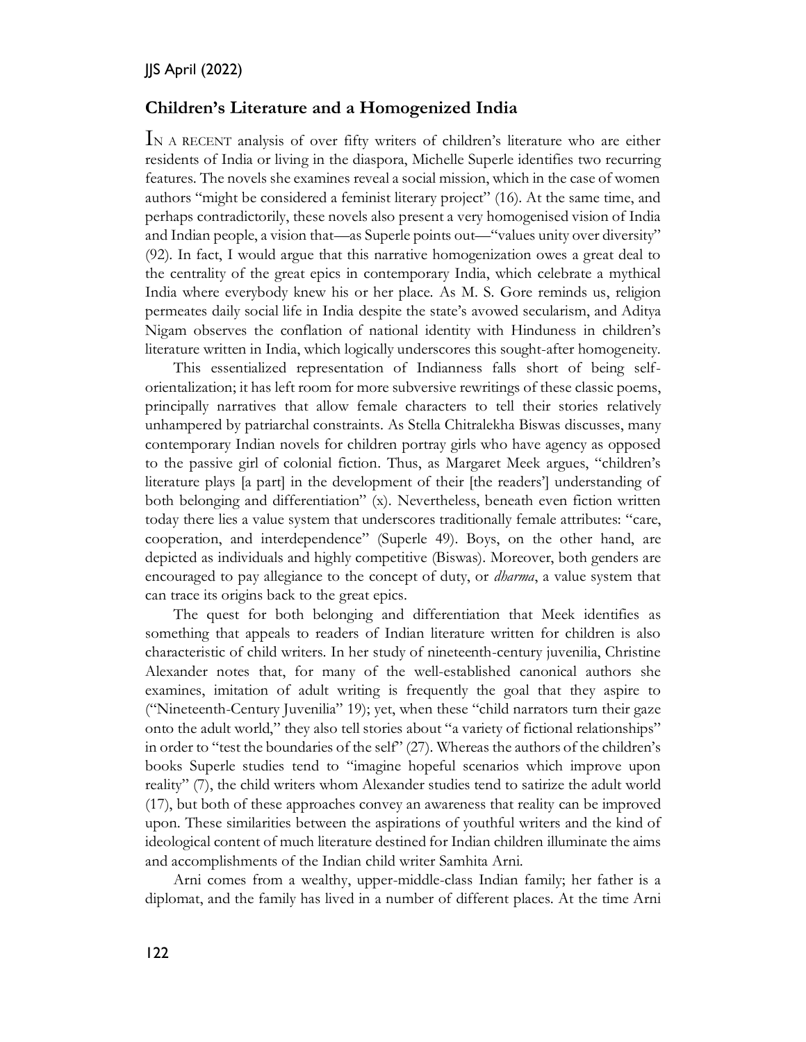## Children's Literature and a Homogenized India

IN A RECENT analysis of over fifty writers of children's literature who are either residents of India or living in the diaspora, Michelle Superle identifies two recurring features. The novels she examines reveal a social mission, which in the case of women authors "might be considered a feminist literary project" (16). At the same time, and perhaps contradictorily, these novels also present a very homogenised vision of India and Indian people, a vision that—as Superle points out—"values unity over diversity" (92). In fact, I would argue that this narrative homogenization owes a great deal to the centrality of the great epics in contemporary India, which celebrate a mythical India where everybody knew his or her place. As M. S. Gore reminds us, religion permeates daily social life in India despite the state's avowed secularism, and Aditya Nigam observes the conflation of national identity with Hinduness in children's literature written in India, which logically underscores this sought-after homogeneity.

This essentialized representation of Indianness falls short of being self-orientalization; it has left room for more subversive rewritings of these classic poems, principally narratives that allow female characters to tell their stories relatively unhampered by patriarchal constraints. As Stella Chitralekha Biswas discusses, many contemporary Indian novels for children portray girls who have agency as opposed to the passive girl of colonial fiction. Thus, as Margaret Meek argues, "children's literature plays [a part] in the development of their [the readers'] understanding of both belonging and differentiation" (x). Nevertheless, beneath even fiction written today there lies a value system that underscores traditionally female attributes: "care, cooperation, and interdependence" (Superle 49). Boys, on the other hand, are depicted as individuals and highly competitive (Biswas). Moreover, both genders are encouraged to pay allegiance to the concept of duty, or *dharma*, a value system that can trace its origins back to the great epics.

The quest for both belonging and differentiation that Meek identifies as something that appeals to readers of Indian literature written for children is also characteristic of child writers. In her study of nineteenth-century juvenilia, Christine Alexander notes that, for many of the well-established canonical authors she examines, imitation of adult writing is frequently the goal that they aspire to ("Nineteenth-Century Juvenilia" 19); yet, when these "child narrators turn their gaze onto the adult world," they also tell stories about "a variety of fictional relationships" in order to "test the boundaries of the self" (27). Whereas the authors of the children's books Superle studies tend to "imagine hopeful scenarios which improve upon reality" (7), the child writers whom Alexander studies tend to satirize the adult world (17), but both of these approaches convey an awareness that reality can be improved upon. These similarities between the aspirations of youthful writers and the kind of ideological content of much literature destined for Indian children illuminate the aims and accomplishments of the Indian child writer Samhita Arni.

Arni comes from a wealthy, upper-middle-class Indian family; her father is a diplomat, and the family has lived in a number of different places. At the time Arni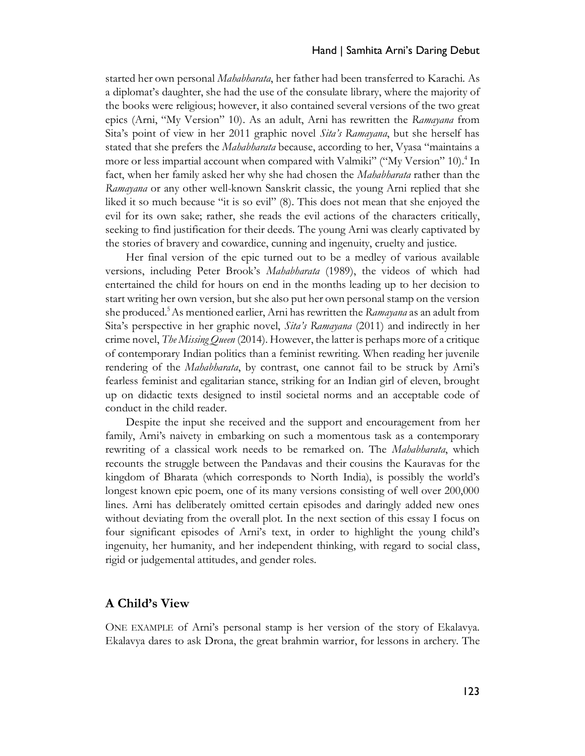started her own personal *Mahabharata*, her father had been transferred to Karachi. As a diplomat's daughter, she had the use of the consulate library, where the majority of the books were religious; however, it also contained several versions of the two great epics (Arni, "My Version" 10). As an adult, Arni has rewritten the *Ramayana* from Sita's point of view in her 2011 graphic novel *Sita's Ramayana*, but she herself has stated that she prefers the *Mahabharata* because, according to her, Vyasa "maintains a more or less impartial account when compared with Valmiki" ("My Version" 10).[4] In fact, when her family asked her why she had chosen the *Mahabharata* rather than the *Ramayana* or any other well-known Sanskrit classic, the young Arni replied that she liked it so much because "it is so evil" (8). This does not mean that she enjoyed the evil for its own sake; rather, she reads the evil actions of the characters critically, seeking to find justification for their deeds. The young Arni was clearly captivated by the stories of bravery and cowardice, cunning and ingenuity, cruelty and justice.

Her final version of the epic turned out to be a medley of various available versions, including Peter Brook's *Mahabharata* (1989), the videos of which had entertained the child for hours on end in the months leading up to her decision to start writing her own version, but she also put her own personal stamp on the version she produced.[5] As mentioned earlier, Arni has rewritten the *Ramayana* as an adult from Sita's perspective in her graphic novel, *Sita's Ramayana* (2011) and indirectly in her crime novel, *The Missing Queen* (2014). However, the latter is perhaps more of a critique of contemporary Indian politics than a feminist rewriting. When reading her juvenile rendering of the *Mahabharata*, by contrast, one cannot fail to be struck by Arni's fearless feminist and egalitarian stance, striking for an Indian girl of eleven, brought up on didactic texts designed to instil societal norms and an acceptable code of conduct in the child reader.

Despite the input she received and the support and encouragement from her family, Arni's naivety in embarking on such a momentous task as a contemporary rewriting of a classical work needs to be remarked on. The *Mahabharata*, which recounts the struggle between the Pandavas and their cousins the Kauravas for the kingdom of Bharata (which corresponds to North India), is possibly the world's longest known epic poem, one of its many versions consisting of well over 200,000 lines. Arni has deliberately omitted certain episodes and daringly added new ones without deviating from the overall plot. In the next section of this essay I focus on four significant episodes of Arni's text, in order to highlight the young child's ingenuity, her humanity, and her independent thinking, with regard to social class, rigid or judgemental attitudes, and gender roles.

## A Child's View

ONE EXAMPLE of Arni's personal stamp is her version of the story of Ekalavya. Ekalavya dares to ask Drona, the great brahmin warrior, for lessons in archery. The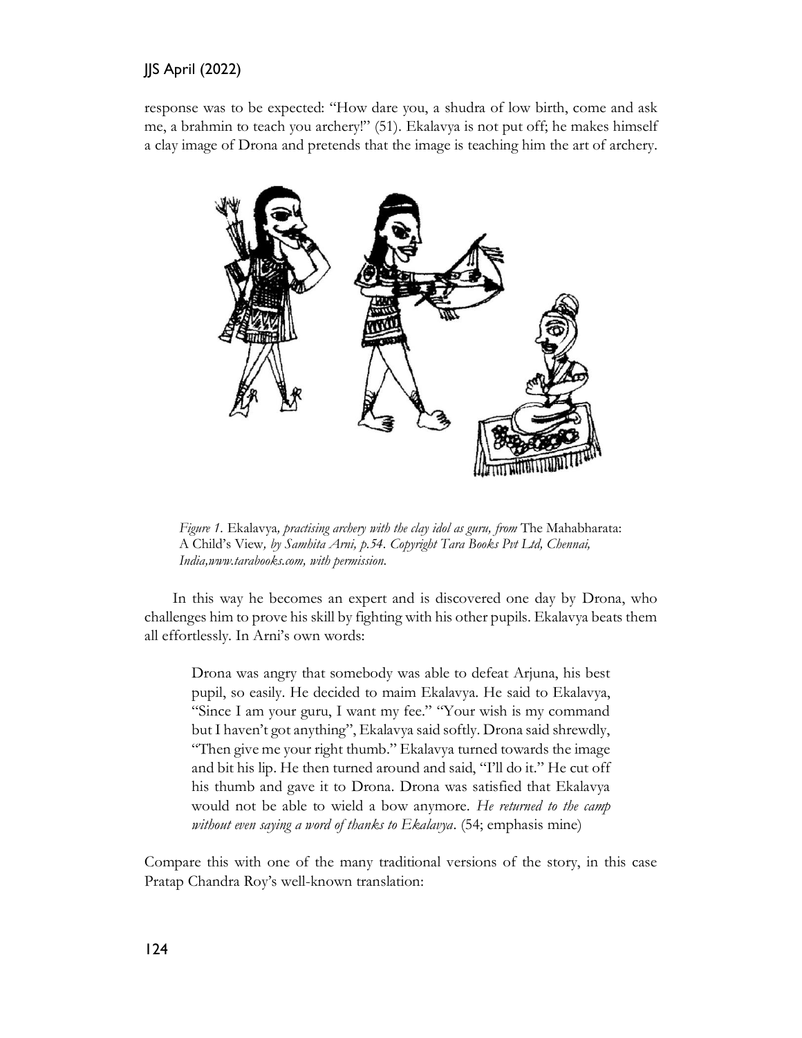response was to be expected: "How dare you, a shudra of low birth, come and ask me, a brahmin to teach you archery!" (51). Ekalavya is not put off; he makes himself a clay image of Drona and pretends that the image is teaching him the art of archery.

*Figure 1.* Ekalavya*, practising archery with the clay idol as guru, from* The Mahabharata: A Child's View*, by Samhita Arni, p.54. Copyright Tara Books Pvt Ltd, Chennai, India,www.tarabooks.com, with permission.*

In this way he becomes an expert and is discovered one day by Drona, who challenges him to prove his skill by fighting with his other pupils. Ekalavya beats them all effortlessly. In Arni's own words:

> Drona was angry that somebody was able to defeat Arjuna, his best pupil, so easily. He decided to maim Ekalavya. He said to Ekalavya, "Since I am your guru, I want my fee." "Your wish is my command but I haven't got anything", Ekalavya said softly. Drona said shrewdly, "Then give me your right thumb." Ekalavya turned towards the image and bit his lip. He then turned around and said, "I'll do it." He cut off his thumb and gave it to Drona. Drona was satisfied that Ekalavya would not be able to wield a bow anymore. *He returned to the camp without even saying a word of thanks to Ekalavya*. (54; emphasis mine)

Compare this with one of the many traditional versions of the story, in this case Pratap Chandra Roy's well-known translation: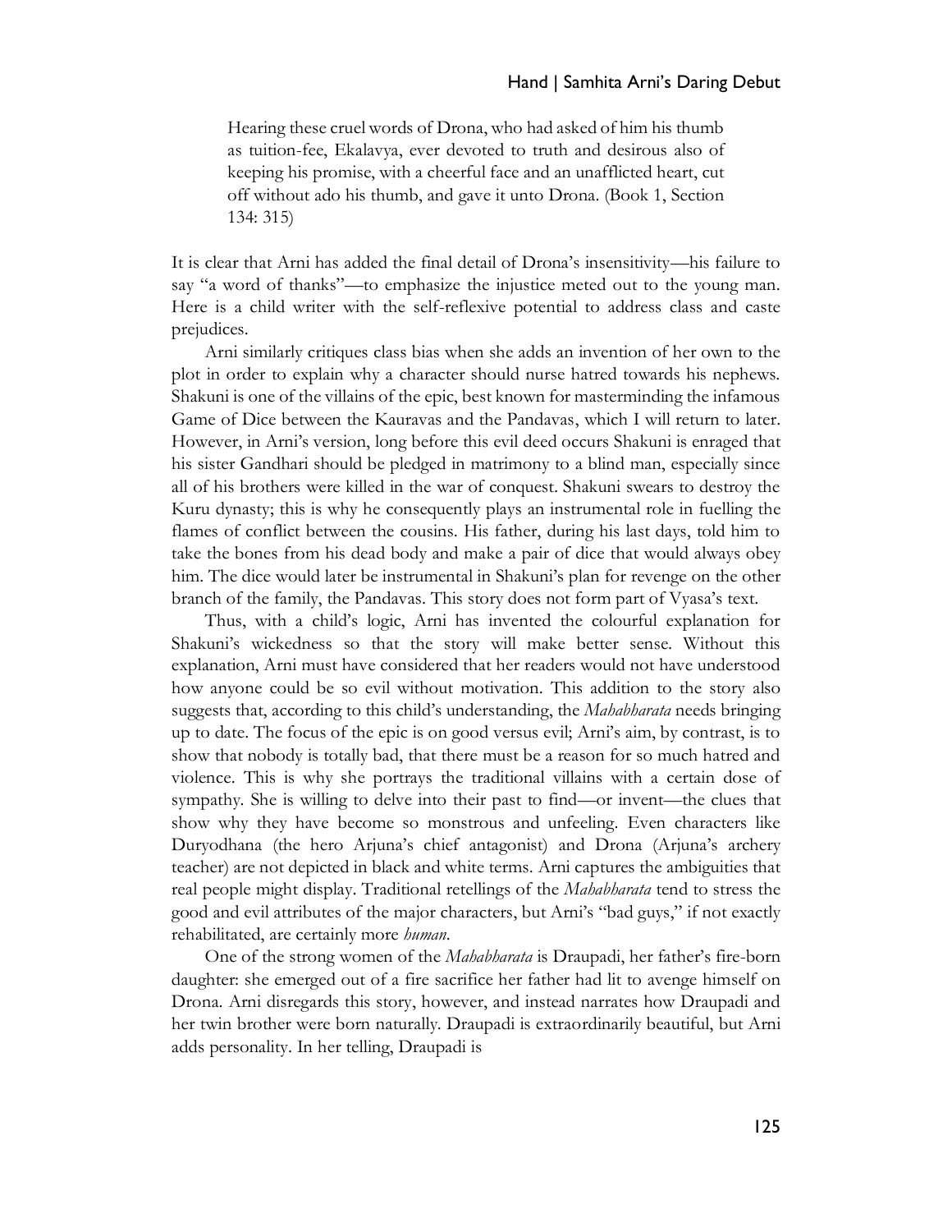> Hearing these cruel words of Drona, who had asked of him his thumb as tuition-fee, Ekalavya, ever devoted to truth and desirous also of keeping his promise, with a cheerful face and an unafflicted heart, cut off without ado his thumb, and gave it unto Drona. (Book 1, Section 134: 315)

It is clear that Arni has added the final detail of Drona's insensitivity—his failure to say "a word of thanks"—to emphasize the injustice meted out to the young man. Here is a child writer with the self-reflexive potential to address class and caste prejudices.

Arni similarly critiques class bias when she adds an invention of her own to the plot in order to explain why a character should nurse hatred towards his nephews. Shakuni is one of the villains of the epic, best known for masterminding the infamous Game of Dice between the Kauravas and the Pandavas, which I will return to later. However, in Arni's version, long before this evil deed occurs Shakuni is enraged that his sister Gandhari should be pledged in matrimony to a blind man, especially since all of his brothers were killed in the war of conquest. Shakuni swears to destroy the Kuru dynasty; this is why he consequently plays an instrumental role in fuelling the flames of conflict between the cousins. His father, during his last days, told him to take the bones from his dead body and make a pair of dice that would always obey him. The dice would later be instrumental in Shakuni's plan for revenge on the other branch of the family, the Pandavas. This story does not form part of Vyasa's text.

Thus, with a child's logic, Arni has invented the colourful explanation for Shakuni's wickedness so that the story will make better sense. Without this explanation, Arni must have considered that her readers would not have understood how anyone could be so evil without motivation. This addition to the story also suggests that, according to this child's understanding, the *Mahabharata* needs bringing up to date. The focus of the epic is on good versus evil; Arni's aim, by contrast, is to show that nobody is totally bad, that there must be a reason for so much hatred and violence. This is why she portrays the traditional villains with a certain dose of sympathy. She is willing to delve into their past to find—or invent—the clues that show why they have become so monstrous and unfeeling. Even characters like Duryodhana (the hero Arjuna's chief antagonist) and Drona (Arjuna's archery teacher) are not depicted in black and white terms. Arni captures the ambiguities that real people might display. Traditional retellings of the *Mahabharata* tend to stress the good and evil attributes of the major characters, but Arni's "bad guys," if not exactly rehabilitated, are certainly more *human*.

One of the strong women of the *Mahabharata* is Draupadi, her father's fire-born daughter: she emerged out of a fire sacrifice her father had lit to avenge himself on Drona. Arni disregards this story, however, and instead narrates how Draupadi and her twin brother were born naturally. Draupadi is extraordinarily beautiful, but Arni adds personality. In her telling, Draupadi is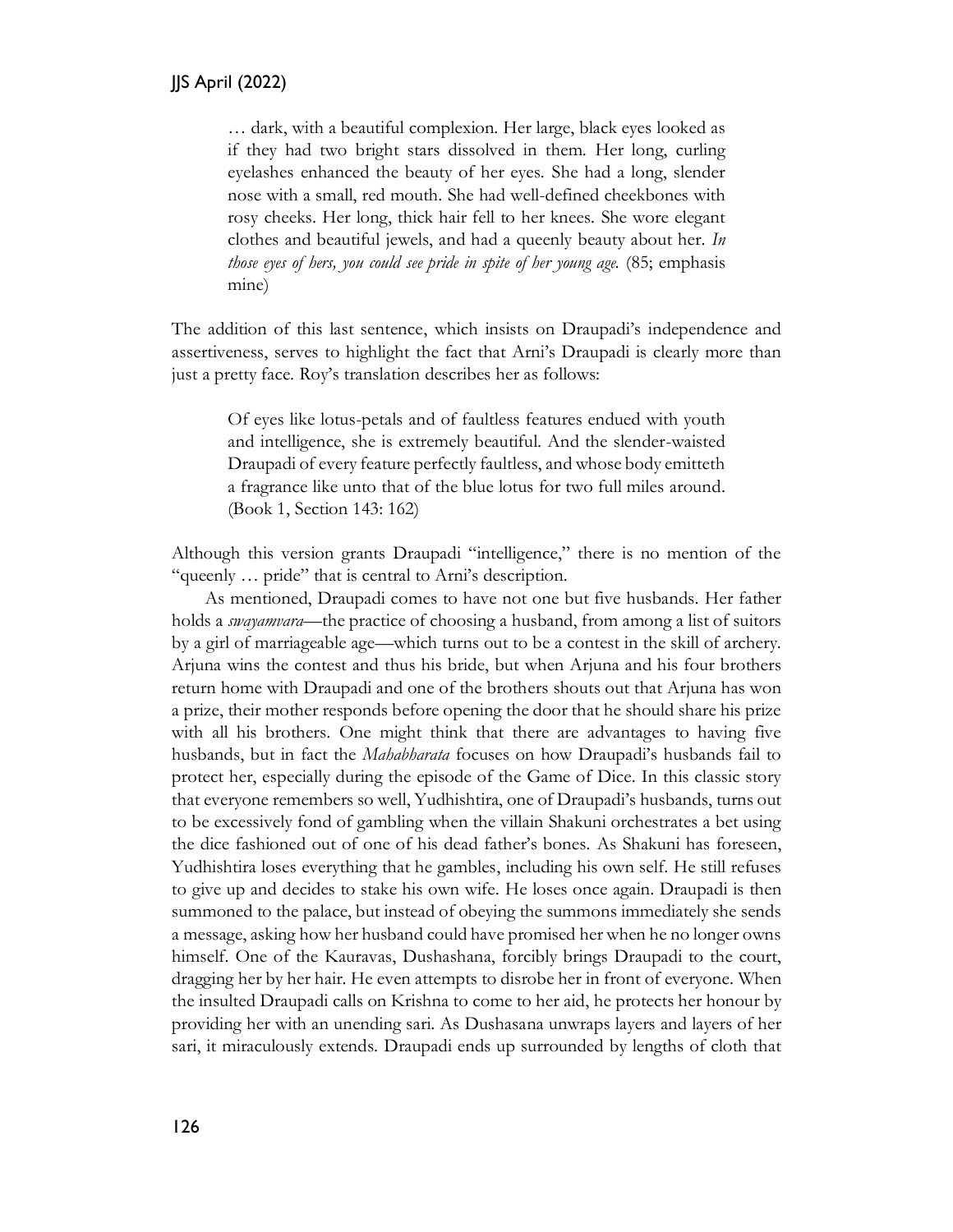> … dark, with a beautiful complexion. Her large, black eyes looked as if they had two bright stars dissolved in them. Her long, curling eyelashes enhanced the beauty of her eyes. She had a long, slender nose with a small, red mouth. She had well-defined cheekbones with rosy cheeks. Her long, thick hair fell to her knees. She wore elegant clothes and beautiful jewels, and had a queenly beauty about her. *In those eyes of hers, you could see pride in spite of her young age.* (85; emphasis mine)

The addition of this last sentence, which insists on Draupadi's independence and assertiveness, serves to highlight the fact that Arni's Draupadi is clearly more than just a pretty face. Roy's translation describes her as follows:

> Of eyes like lotus-petals and of faultless features endued with youth and intelligence, she is extremely beautiful. And the slender-waisted Draupadi of every feature perfectly faultless, and whose body emitteth a fragrance like unto that of the blue lotus for two full miles around. (Book 1, Section 143: 162)

Although this version grants Draupadi "intelligence," there is no mention of the "queenly … pride" that is central to Arni's description.

As mentioned, Draupadi comes to have not one but five husbands. Her father holds a *swayamvara*—the practice of choosing a husband, from among a list of suitors by a girl of marriageable age—which turns out to be a contest in the skill of archery. Arjuna wins the contest and thus his bride, but when Arjuna and his four brothers return home with Draupadi and one of the brothers shouts out that Arjuna has won a prize, their mother responds before opening the door that he should share his prize with all his brothers. One might think that there are advantages to having five husbands, but in fact the *Mahabharata* focuses on how Draupadi's husbands fail to protect her, especially during the episode of the Game of Dice. In this classic story that everyone remembers so well, Yudhishtira, one of Draupadi's husbands, turns out to be excessively fond of gambling when the villain Shakuni orchestrates a bet using the dice fashioned out of one of his dead father's bones. As Shakuni has foreseen, Yudhishtira loses everything that he gambles, including his own self. He still refuses to give up and decides to stake his own wife. He loses once again. Draupadi is then summoned to the palace, but instead of obeying the summons immediately she sends a message, asking how her husband could have promised her when he no longer owns himself. One of the Kauravas, Dushashana, forcibly brings Draupadi to the court, dragging her by her hair. He even attempts to disrobe her in front of everyone. When the insulted Draupadi calls on Krishna to come to her aid, he protects her honour by providing her with an unending sari. As Dushasana unwraps layers and layers of her sari, it miraculously extends. Draupadi ends up surrounded by lengths of cloth that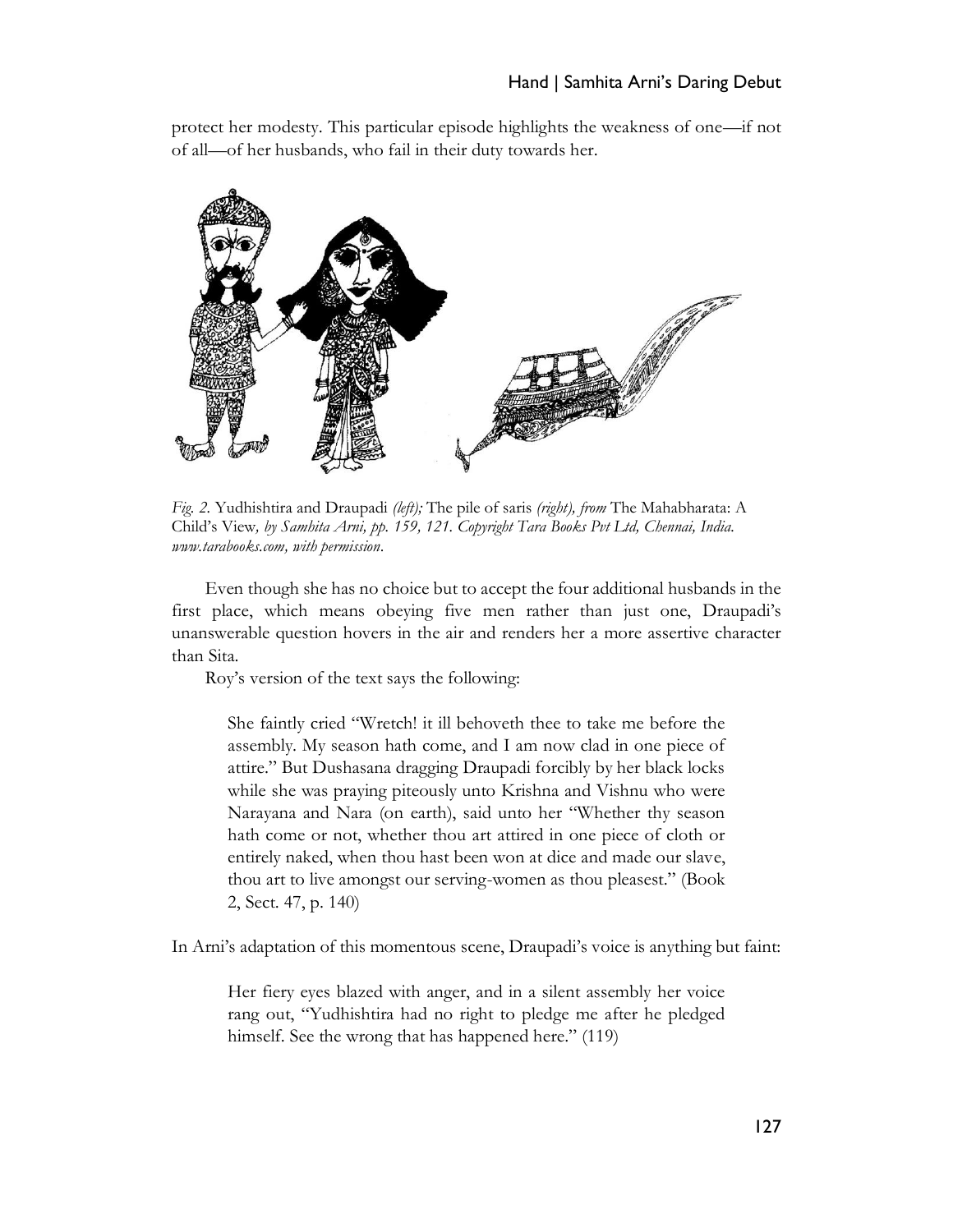protect her modesty. This particular episode highlights the weakness of one—if not of all—of her husbands, who fail in their duty towards her.

*Fig. 2.* Yudhishtira and Draupadi *(left);* The pile of saris *(right), from* The Mahabharata: A Child's View*, by Samhita Arni, pp. 159, 121. Copyright Tara Books Pvt Ltd, Chennai, India. www.tarabooks.com, with permission.*

Even though she has no choice but to accept the four additional husbands in the first place, which means obeying five men rather than just one, Draupadi's unanswerable question hovers in the air and renders her a more assertive character than Sita.

Roy's version of the text says the following:

> She faintly cried "Wretch! it ill behoveth thee to take me before the assembly. My season hath come, and I am now clad in one piece of attire." But Dushasana dragging Draupadi forcibly by her black locks while she was praying piteously unto Krishna and Vishnu who were Narayana and Nara (on earth), said unto her "Whether thy season hath come or not, whether thou art attired in one piece of cloth or entirely naked, when thou hast been won at dice and made our slave, thou art to live amongst our serving-women as thou pleasest." (Book 2, Sect. 47, p. 140)

In Arni's adaptation of this momentous scene, Draupadi's voice is anything but faint:

> Her fiery eyes blazed with anger, and in a silent assembly her voice rang out, "Yudhishtira had no right to pledge me after he pledged himself. See the wrong that has happened here." (119)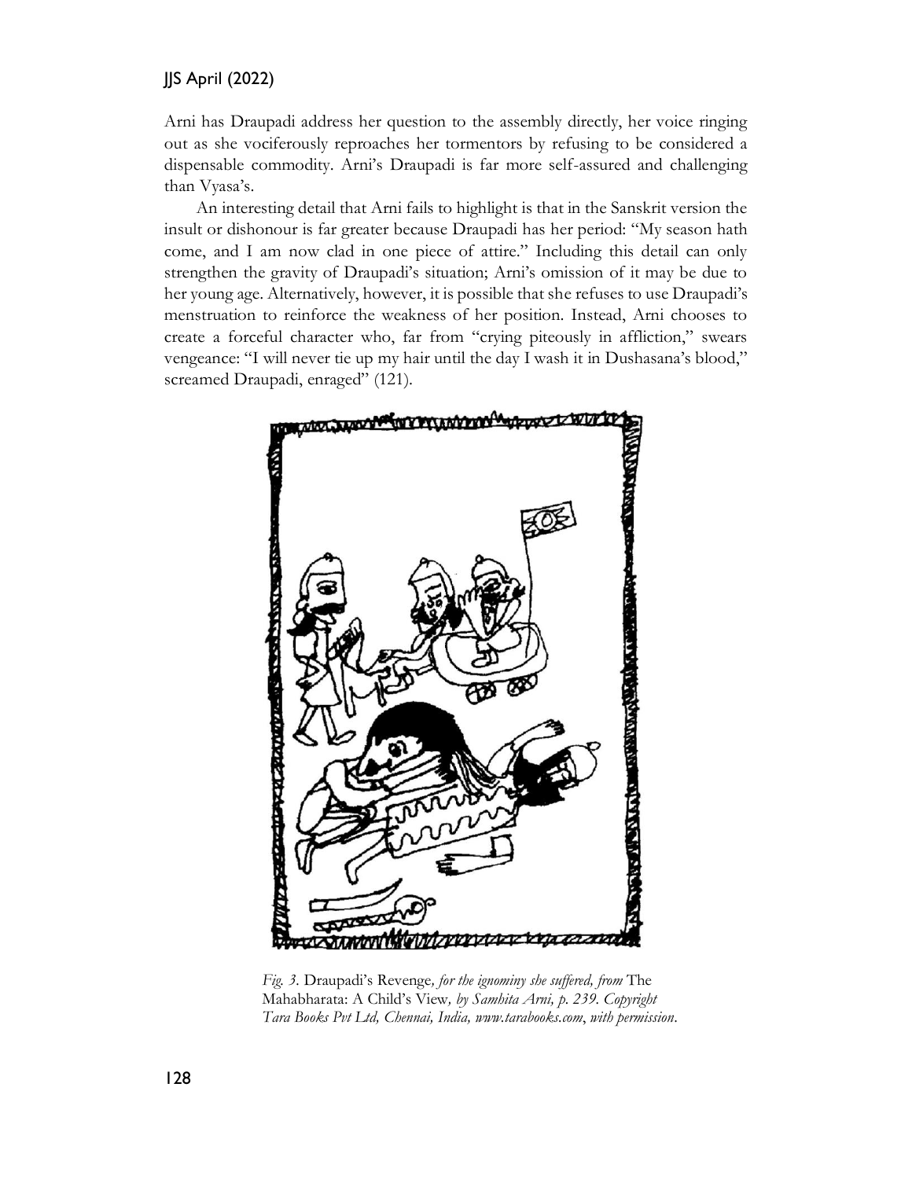Arni has Draupadi address her question to the assembly directly, her voice ringing out as she vociferously reproaches her tormentors by refusing to be considered a dispensable commodity. Arni's Draupadi is far more self-assured and challenging than Vyasa's.

An interesting detail that Arni fails to highlight is that in the Sanskrit version the insult or dishonour is far greater because Draupadi has her period: "My season hath come, and I am now clad in one piece of attire." Including this detail can only strengthen the gravity of Draupadi's situation; Arni's omission of it may be due to her young age. Alternatively, however, it is possible that she refuses to use Draupadi's menstruation to reinforce the weakness of her position. Instead, Arni chooses to create a forceful character who, far from "crying piteously in affliction," swears vengeance: "I will never tie up my hair until the day I wash it in Dushasana's blood," screamed Draupadi, enraged" (121).

*Fig. 3.* Draupadi's Revenge*, for the ignominy she suffered, from* The Mahabharata: A Child's View*, by Samhita Arni, p. 239. Copyright Tara Books Pvt Ltd, Chennai, India, www.tarabooks.com, with permission.*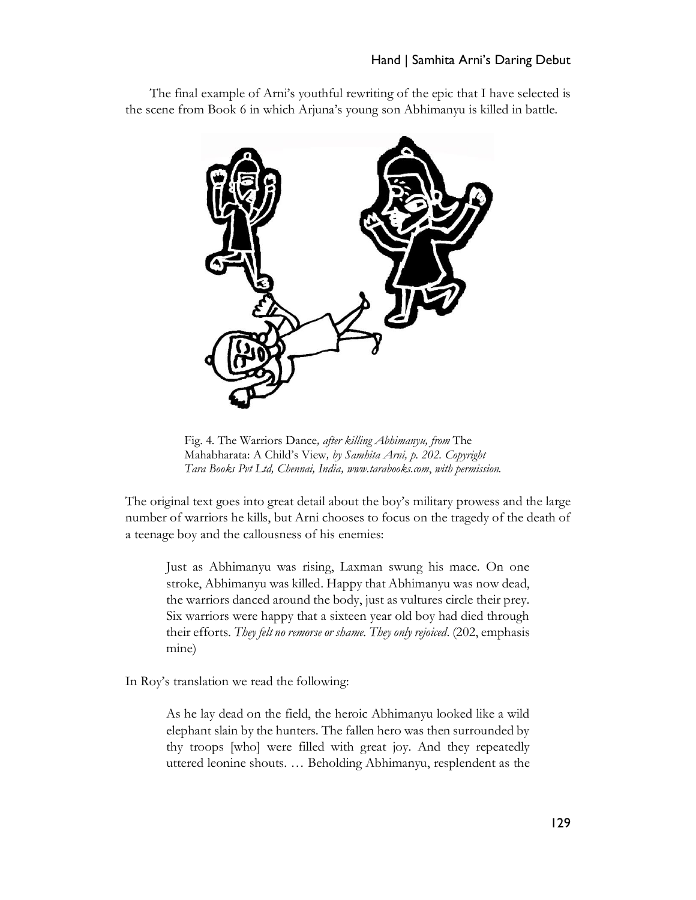The final example of Arni's youthful rewriting of the epic that I have selected is the scene from Book 6 in which Arjuna's young son Abhimanyu is killed in battle.

Fig. 4. The Warriors Dance*, after killing Abhimanyu, from* The Mahabharata: A Child's View*, by Samhita Arni, p. 202. Copyright Tara Books Pvt Ltd, Chennai, India, www.tarabooks.com, with permission.*

The original text goes into great detail about the boy's military prowess and the large number of warriors he kills, but Arni chooses to focus on the tragedy of the death of a teenage boy and the callousness of his enemies:

> Just as Abhimanyu was rising, Laxman swung his mace. On one stroke, Abhimanyu was killed. Happy that Abhimanyu was now dead, the warriors danced around the body, just as vultures circle their prey. Six warriors were happy that a sixteen year old boy had died through their efforts. *They felt no remorse or shame. They only rejoiced*. (202, emphasis mine)

In Roy's translation we read the following:

> As he lay dead on the field, the heroic Abhimanyu looked like a wild elephant slain by the hunters. The fallen hero was then surrounded by thy troops [who] were filled with great joy. And they repeatedly uttered leonine shouts. … Beholding Abhimanyu, resplendent as the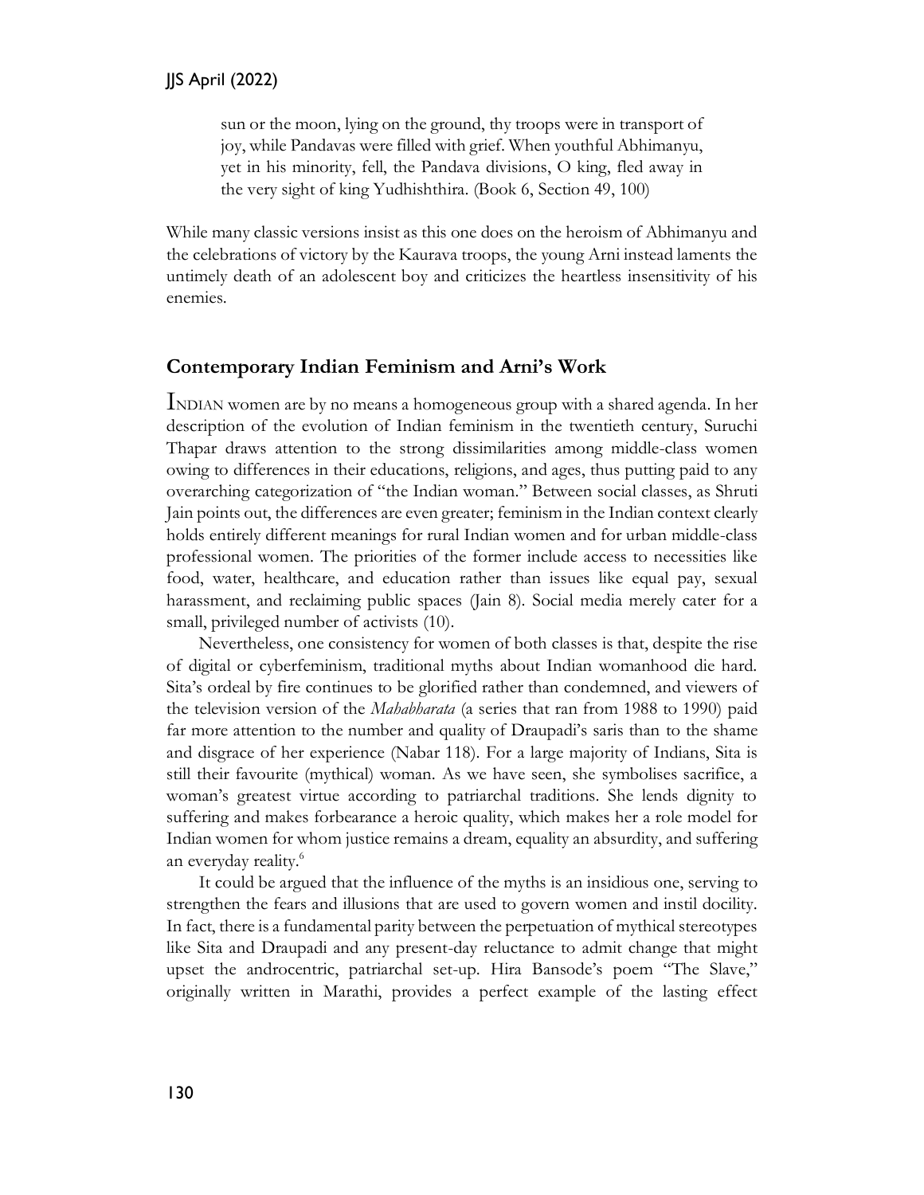> sun or the moon, lying on the ground, thy troops were in transport of joy, while Pandavas were filled with grief. When youthful Abhimanyu, yet in his minority, fell, the Pandava divisions, O king, fled away in the very sight of king Yudhishthira. (Book 6, Section 49, 100)

While many classic versions insist as this one does on the heroism of Abhimanyu and the celebrations of victory by the Kaurava troops, the young Arni instead laments the untimely death of an adolescent boy and criticizes the heartless insensitivity of his enemies.

## Contemporary Indian Feminism and Arni's Work

INDIAN women are by no means a homogeneous group with a shared agenda. In her description of the evolution of Indian feminism in the twentieth century, Suruchi Thapar draws attention to the strong dissimilarities among middle-class women owing to differences in their educations, religions, and ages, thus putting paid to any overarching categorization of "the Indian woman." Between social classes, as Shruti Jain points out, the differences are even greater; feminism in the Indian context clearly holds entirely different meanings for rural Indian women and for urban middle-class professional women. The priorities of the former include access to necessities like food, water, healthcare, and education rather than issues like equal pay, sexual harassment, and reclaiming public spaces (Jain 8). Social media merely cater for a small, privileged number of activists (10).

Nevertheless, one consistency for women of both classes is that, despite the rise of digital or cyberfeminism, traditional myths about Indian womanhood die hard. Sita's ordeal by fire continues to be glorified rather than condemned, and viewers of the television version of the *Mahabharata* (a series that ran from 1988 to 1990) paid far more attention to the number and quality of Draupadi's saris than to the shame and disgrace of her experience (Nabar 118). For a large majority of Indians, Sita is still their favourite (mythical) woman. As we have seen, she symbolises sacrifice, a woman's greatest virtue according to patriarchal traditions. She lends dignity to suffering and makes forbearance a heroic quality, which makes her a role model for Indian women for whom justice remains a dream, equality an absurdity, and suffering an everyday reality.[6]

It could be argued that the influence of the myths is an insidious one, serving to strengthen the fears and illusions that are used to govern women and instil docility. In fact, there is a fundamental parity between the perpetuation of mythical stereotypes like Sita and Draupadi and any present-day reluctance to admit change that might upset the androcentric, patriarchal set-up. Hira Bansode's poem "The Slave," originally written in Marathi, provides a perfect example of the lasting effect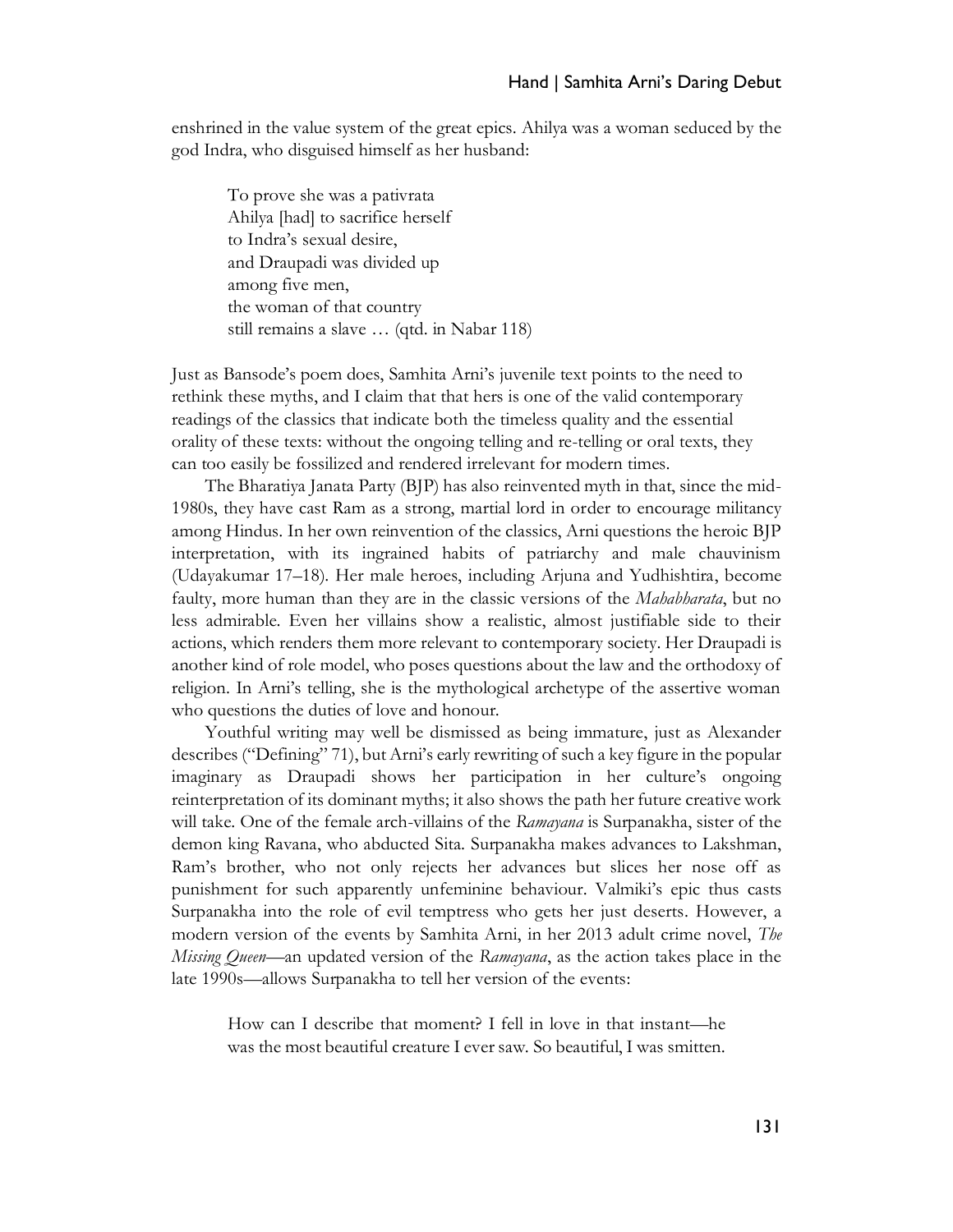enshrined in the value system of the great epics. Ahilya was a woman seduced by the god Indra, who disguised himself as her husband:

> To prove she was a pativrata  
> Ahilya [had] to sacrifice herself  
> to Indra's sexual desire,  
> and Draupadi was divided up  
> among five men,  
> the woman of that country  
> still remains a slave … (qtd. in Nabar 118)

Just as Bansode's poem does, Samhita Arni's juvenile text points to the need to rethink these myths, and I claim that that hers is one of the valid contemporary readings of the classics that indicate both the timeless quality and the essential orality of these texts: without the ongoing telling and re-telling or oral texts, they can too easily be fossilized and rendered irrelevant for modern times.

The Bharatiya Janata Party (BJP) has also reinvented myth in that, since the mid-1980s, they have cast Ram as a strong, martial lord in order to encourage militancy among Hindus. In her own reinvention of the classics, Arni questions the heroic BJP interpretation, with its ingrained habits of patriarchy and male chauvinism (Udayakumar 17–18). Her male heroes, including Arjuna and Yudhishtira, become faulty, more human than they are in the classic versions of the *Mahabharata*, but no less admirable. Even her villains show a realistic, almost justifiable side to their actions, which renders them more relevant to contemporary society. Her Draupadi is another kind of role model, who poses questions about the law and the orthodoxy of religion. In Arni's telling, she is the mythological archetype of the assertive woman who questions the duties of love and honour.

Youthful writing may well be dismissed as being immature, just as Alexander describes ("Defining" 71), but Arni's early rewriting of such a key figure in the popular imaginary as Draupadi shows her participation in her culture's ongoing reinterpretation of its dominant myths; it also shows the path her future creative work will take. One of the female arch-villains of the *Ramayana* is Surpanakha, sister of the demon king Ravana, who abducted Sita. Surpanakha makes advances to Lakshman, Ram's brother, who not only rejects her advances but slices her nose off as punishment for such apparently unfeminine behaviour. Valmiki's epic thus casts Surpanakha into the role of evil temptress who gets her just deserts. However, a modern version of the events by Samhita Arni, in her 2013 adult crime novel, *The Missing Queen*—an updated version of the *Ramayana*, as the action takes place in the late 1990s—allows Surpanakha to tell her version of the events:

> How can I describe that moment? I fell in love in that instant—he was the most beautiful creature I ever saw. So beautiful, I was smitten.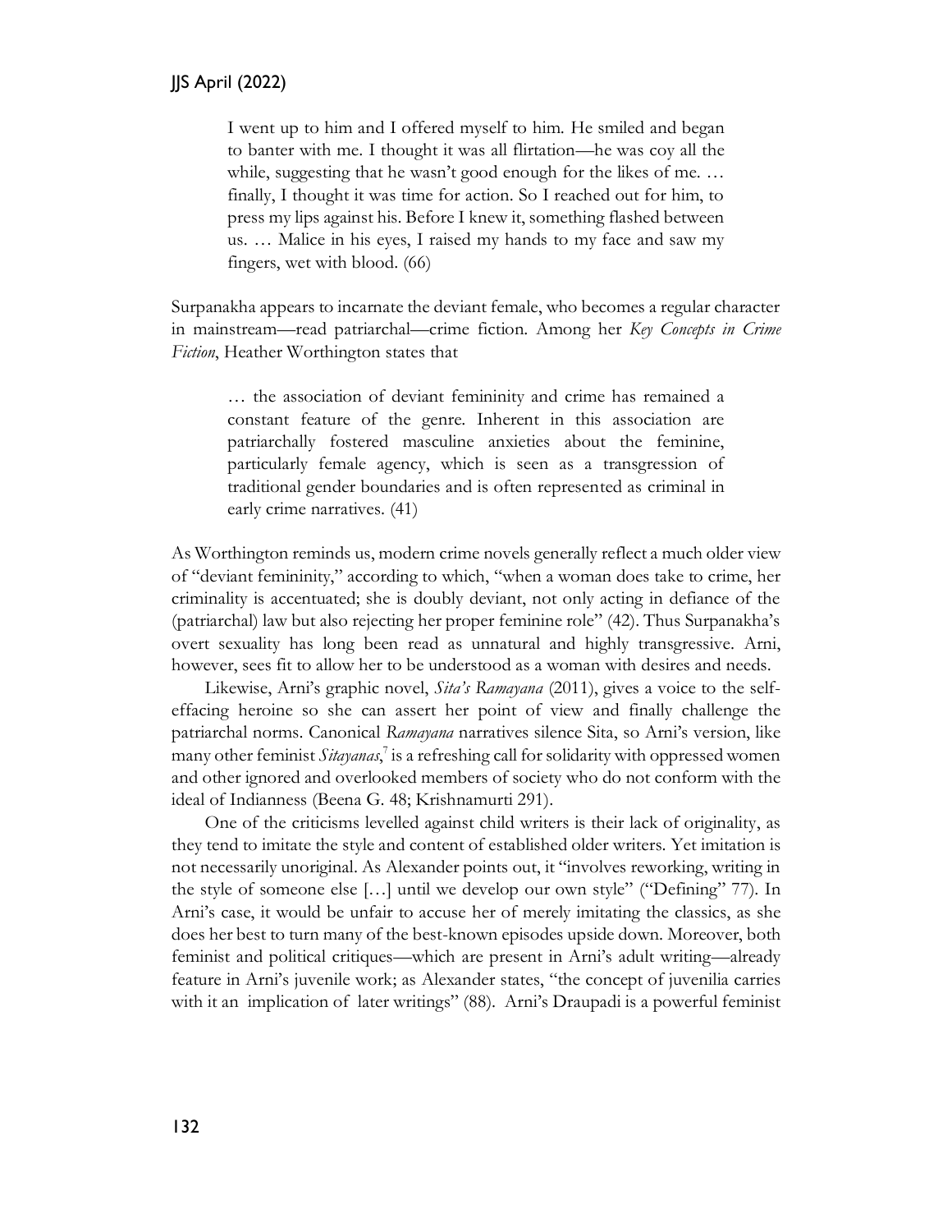> I went up to him and I offered myself to him. He smiled and began to banter with me. I thought it was all flirtation—he was coy all the while, suggesting that he wasn't good enough for the likes of me. … finally, I thought it was time for action. So I reached out for him, to press my lips against his. Before I knew it, something flashed between us. … Malice in his eyes, I raised my hands to my face and saw my fingers, wet with blood. (66)

Surpanakha appears to incarnate the deviant female, who becomes a regular character in mainstream—read patriarchal—crime fiction. Among her *Key Concepts in Crime Fiction*, Heather Worthington states that

> … the association of deviant femininity and crime has remained a constant feature of the genre. Inherent in this association are patriarchally fostered masculine anxieties about the feminine, particularly female agency, which is seen as a transgression of traditional gender boundaries and is often represented as criminal in early crime narratives. (41)

As Worthington reminds us, modern crime novels generally reflect a much older view of "deviant femininity," according to which, "when a woman does take to crime, her criminality is accentuated; she is doubly deviant, not only acting in defiance of the (patriarchal) law but also rejecting her proper feminine role" (42). Thus Surpanakha's overt sexuality has long been read as unnatural and highly transgressive. Arni, however, sees fit to allow her to be understood as a woman with desires and needs.

Likewise, Arni's graphic novel, *Sita's Ramayana* (2011), gives a voice to the self-effacing heroine so she can assert her point of view and finally challenge the patriarchal norms. Canonical *Ramayana* narratives silence Sita, so Arni's version, like many other feminist *Sitayanas*,[7] is a refreshing call for solidarity with oppressed women and other ignored and overlooked members of society who do not conform with the ideal of Indianness (Beena G. 48; Krishnamurti 291).

One of the criticisms levelled against child writers is their lack of originality, as they tend to imitate the style and content of established older writers. Yet imitation is not necessarily unoriginal. As Alexander points out, it "involves reworking, writing in the style of someone else […] until we develop our own style" ("Defining" 77). In Arni's case, it would be unfair to accuse her of merely imitating the classics, as she does her best to turn many of the best-known episodes upside down. Moreover, both feminist and political critiques—which are present in Arni's adult writing—already feature in Arni's juvenile work; as Alexander states, "the concept of juvenilia carries with it an implication of later writings" (88). Arni's Draupadi is a powerful feminist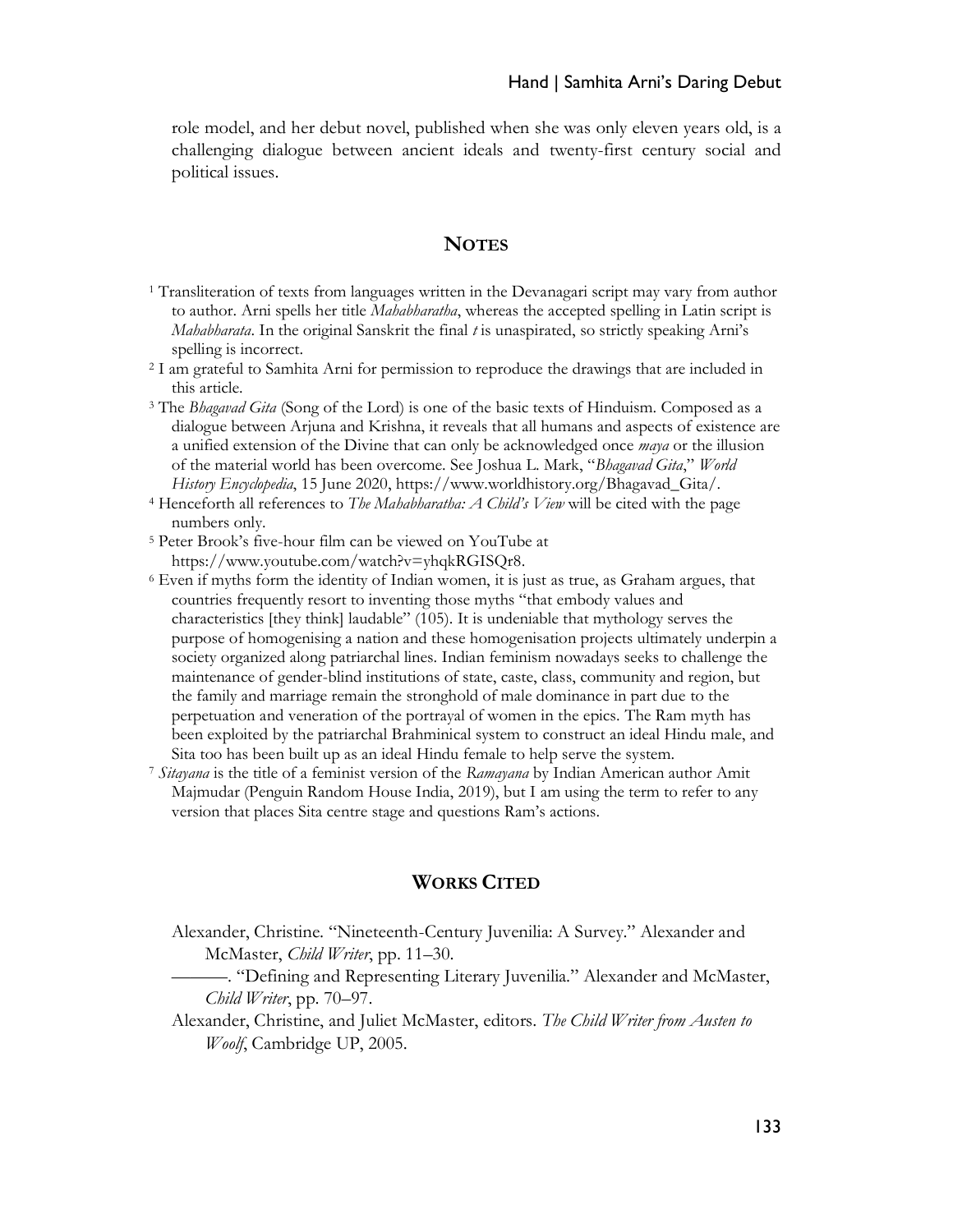role model, and her debut novel, published when she was only eleven years old, is a challenging dialogue between ancient ideals and twenty-first century social and political issues.

## NOTES

[1] Transliteration of texts from languages written in the Devanagari script may vary from author to author. Arni spells her title *Mahabharatha*, whereas the accepted spelling in Latin script is *Mahabharata*. In the original Sanskrit the final *t* is unaspirated, so strictly speaking Arni's spelling is incorrect.

[2] I am grateful to Samhita Arni for permission to reproduce the drawings that are included in this article.

[3] The *Bhagavad Gita* (Song of the Lord) is one of the basic texts of Hinduism. Composed as a dialogue between Arjuna and Krishna, it reveals that all humans and aspects of existence are a unified extension of the Divine that can only be acknowledged once *maya* or the illusion of the material world has been overcome. See Joshua L. Mark, "*Bhagavad Gita*," *World History Encyclopedia*, 15 June 2020, https://www.worldhistory.org/Bhagavad_Gita/.

[4] Henceforth all references to *The Mahabharatha: A Child's View* will be cited with the page numbers only.

[5] Peter Brook's five-hour film can be viewed on YouTube at https://www.youtube.com/watch?v=yhqkRGISQr8.

[6] Even if myths form the identity of Indian women, it is just as true, as Graham argues, that countries frequently resort to inventing those myths "that embody values and characteristics [they think] laudable" (105). It is undeniable that mythology serves the purpose of homogenising a nation and these homogenisation projects ultimately underpin a society organized along patriarchal lines. Indian feminism nowadays seeks to challenge the maintenance of gender-blind institutions of state, caste, class, community and region, but the family and marriage remain the stronghold of male dominance in part due to the perpetuation and veneration of the portrayal of women in the epics. The Ram myth has been exploited by the patriarchal Brahminical system to construct an ideal Hindu male, and Sita too has been built up as an ideal Hindu female to help serve the system.

[7] *Sitayana* is the title of a feminist version of the *Ramayana* by Indian American author Amit Majmudar (Penguin Random House India, 2019), but I am using the term to refer to any version that places Sita centre stage and questions Ram's actions.

## WORKS CITED

Alexander, Christine. "Nineteenth-Century Juvenilia: A Survey." Alexander and McMaster, *Child Writer*, pp. 11–30.

———. "Defining and Representing Literary Juvenilia." Alexander and McMaster, *Child Writer*, pp. 70–97.

Alexander, Christine, and Juliet McMaster, editors. *The Child Writer from Austen to Woolf*, Cambridge UP, 2005.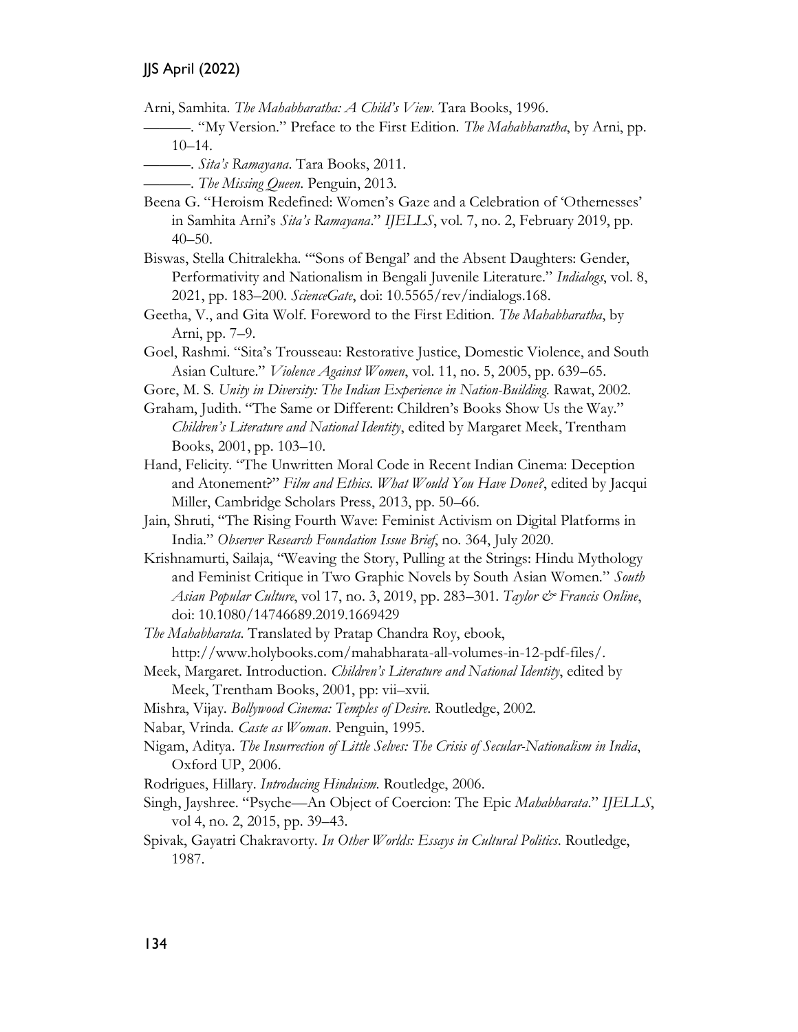Arni, Samhita. *The Mahabharatha: A Child's View*. Tara Books, 1996.

———. "My Version." Preface to the First Edition. *The Mahabharatha*, by Arni, pp. 10–14.

———. *Sita's Ramayana*. Tara Books, 2011.

———. *The Missing Queen*. Penguin, 2013.

Beena G. "Heroism Redefined: Women's Gaze and a Celebration of 'Othernesses' in Samhita Arni's *Sita's Ramayana*." *IJELLS*, vol. 7, no. 2, February 2019, pp. 40–50.

Biswas, Stella Chitralekha. "'Sons of Bengal' and the Absent Daughters: Gender, Performativity and Nationalism in Bengali Juvenile Literature." *Indialogs*, vol. 8, 2021, pp. 183–200. *ScienceGate*, doi: 10.5565/rev/indialogs.168.

Geetha, V., and Gita Wolf. Foreword to the First Edition. *The Mahabharatha*, by Arni, pp. 7–9.

Goel, Rashmi. "Sita's Trousseau: Restorative Justice, Domestic Violence, and South Asian Culture." *Violence Against Women*, vol. 11, no. 5, 2005, pp. 639–65.

Gore, M. S. *Unity in Diversity: The Indian Experience in Nation-Building*. Rawat, 2002.

Graham, Judith. "The Same or Different: Children's Books Show Us the Way." *Children's Literature and National Identity*, edited by Margaret Meek, Trentham Books, 2001, pp. 103–10.

Hand, Felicity. "The Unwritten Moral Code in Recent Indian Cinema: Deception and Atonement?" *Film and Ethics. What Would You Have Done?*, edited by Jacqui Miller, Cambridge Scholars Press, 2013, pp. 50–66.

Jain, Shruti, "The Rising Fourth Wave: Feminist Activism on Digital Platforms in India." *Observer Research Foundation Issue Brief*, no. 364, July 2020.

Krishnamurti, Sailaja, "Weaving the Story, Pulling at the Strings: Hindu Mythology and Feminist Critique in Two Graphic Novels by South Asian Women." *South Asian Popular Culture*, vol 17, no. 3, 2019, pp. 283–301. *Taylor & Francis Online*, doi: 10.1080/14746689.2019.1669429

*The Mahabharata*. Translated by Pratap Chandra Roy, ebook, http://www.holybooks.com/mahabharata-all-volumes-in-12-pdf-files/.

Meek, Margaret. Introduction. *Children's Literature and National Identity*, edited by Meek, Trentham Books, 2001, pp: vii–xvii.

Mishra, Vijay. *Bollywood Cinema: Temples of Desire*. Routledge, 2002.

Nabar, Vrinda. *Caste as Woman*. Penguin, 1995.

Nigam, Aditya. *The Insurrection of Little Selves: The Crisis of Secular-Nationalism in India*, Oxford UP, 2006.

Rodrigues, Hillary. *Introducing Hinduism*. Routledge, 2006.

Singh, Jayshree. "Psyche—An Object of Coercion: The Epic *Mahabharata*." *IJELLS*, vol 4, no. 2, 2015, pp. 39–43.

Spivak, Gayatri Chakravorty. *In Other Worlds: Essays in Cultural Politics*. Routledge, 1987.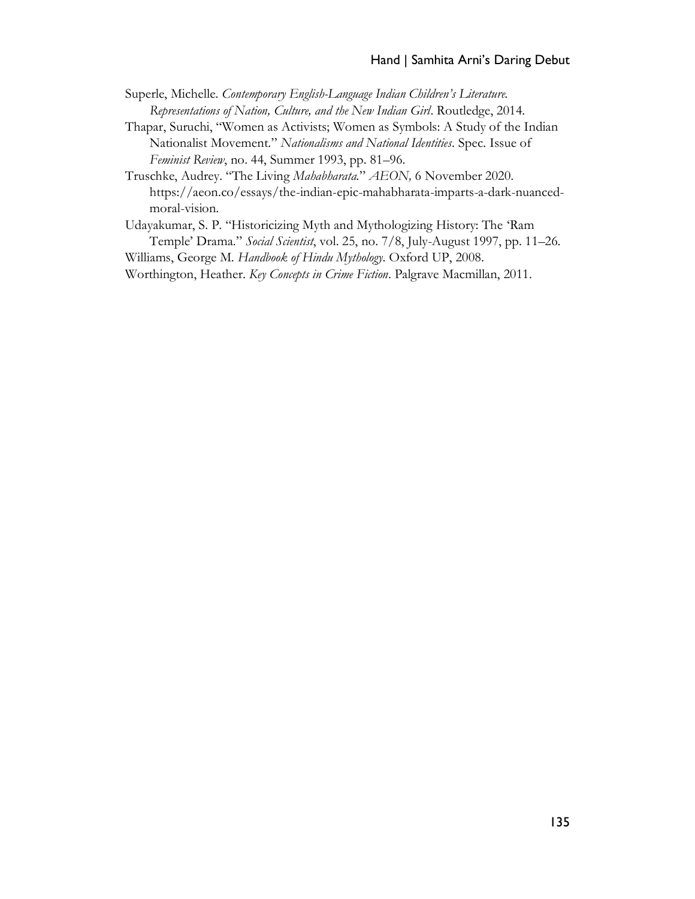Superle, Michelle. *Contemporary English-Language Indian Children's Literature. Representations of Nation, Culture, and the New Indian Girl*. Routledge, 2014.

Thapar, Suruchi, "Women as Activists; Women as Symbols: A Study of the Indian Nationalist Movement." *Nationalisms and National Identities*. Spec. Issue of *Feminist Review*, no. 44, Summer 1993, pp. 81–96.

Truschke, Audrey. "The Living *Mahabharata*." *AEON,* 6 November 2020. https://aeon.co/essays/the-indian-epic-mahabharata-imparts-a-dark-nuanced-moral-vision.

Udayakumar, S. P. "Historicizing Myth and Mythologizing History: The 'Ram Temple' Drama." *Social Scientist*, vol. 25, no. 7/8, July-August 1997, pp. 11–26.

Williams, George M. *Handbook of Hindu Mythology*. Oxford UP, 2008.

Worthington, Heather. *Key Concepts in Crime Fiction*. Palgrave Macmillan, 2011.